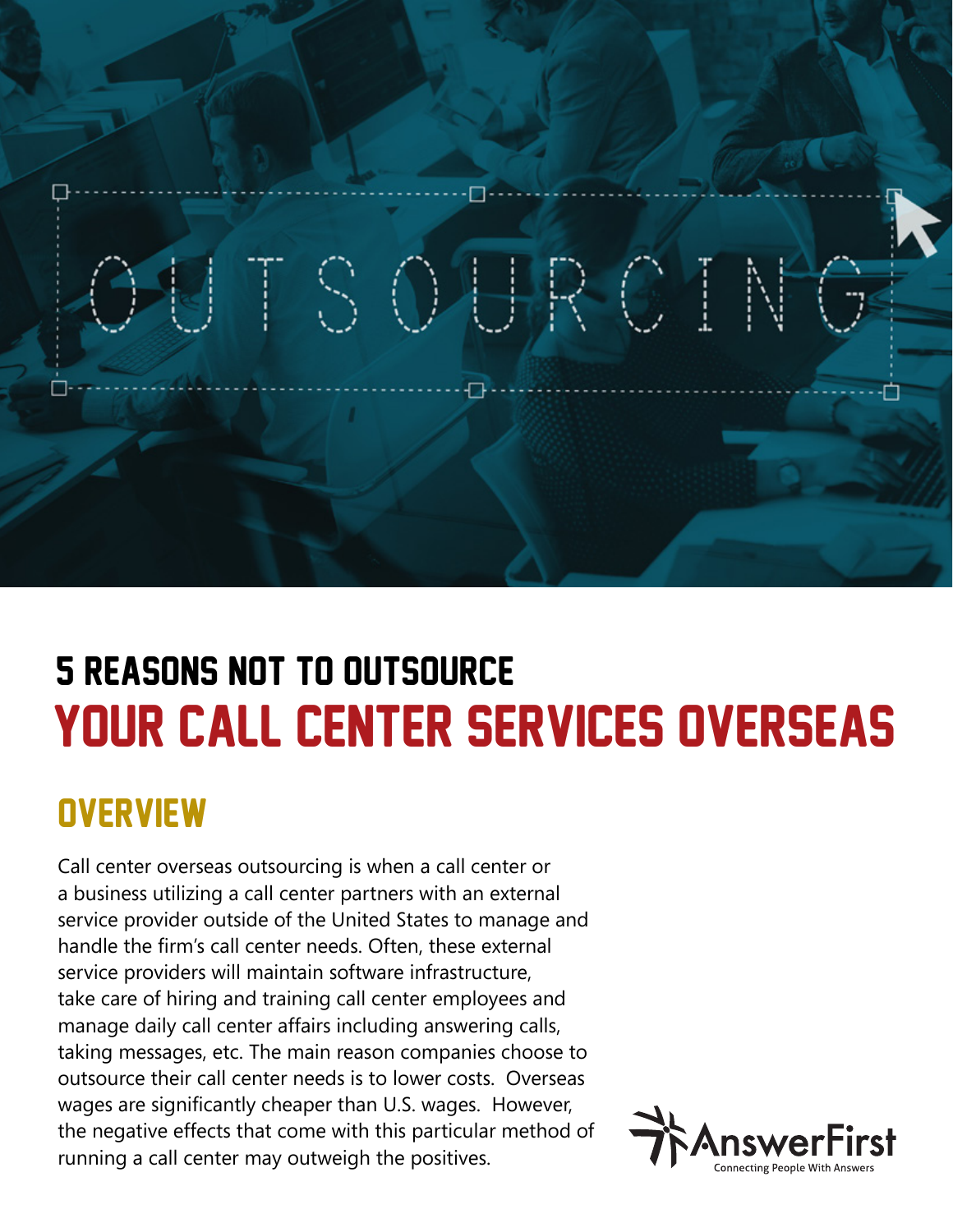# 5 REASONS NOT TO OUTSOURCE YOUR CALL CENTER SERVICES OVERSEAS

## OVERVIEW

Call center overseas outsourcing is when a call center or a business utilizing a call center partners with an external service provider outside of the United States to manage and handle the firm's call center needs. Often, these external service providers will maintain software infrastructure, take care of hiring and training call center employees and manage daily call center affairs including answering calls, taking messages, etc. The main reason companies choose to outsource their call center needs is to lower costs. Overseas wages are significantly cheaper than U.S. wages. However, the negative effects that come with this particular method of running a call center may outweigh the positives.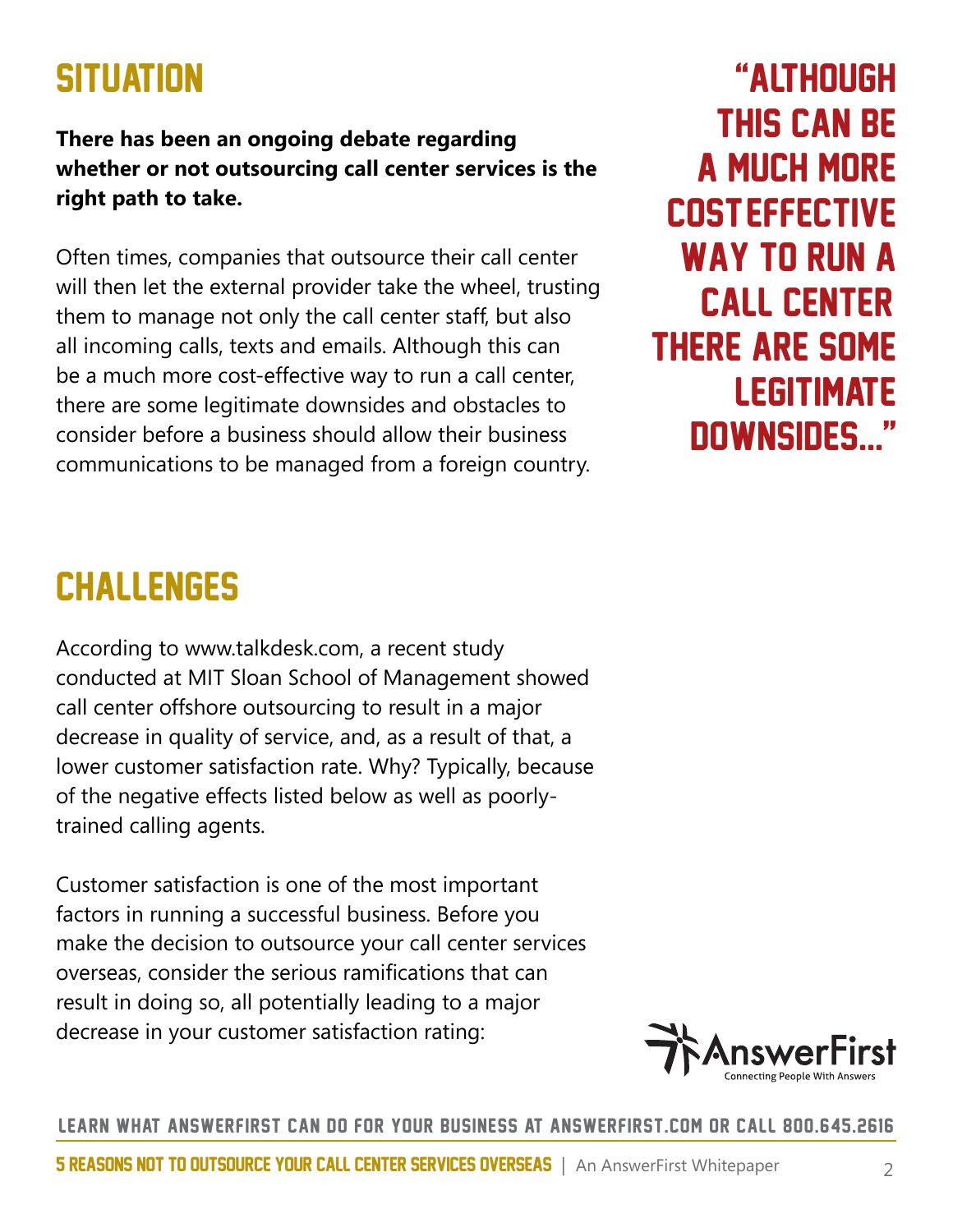## SITUATION

**There has been an ongoing debate regarding whether or not outsourcing call center services is the right path to take.**

Often times, companies that outsource their call center will then let the external provider take the wheel, trusting them to manage not only the call center staff, but also all incoming calls, texts and emails. Although this can be a much more cost-effective way to run a call center, there are some legitimate downsides and obstacles to consider before a business should allow their business communications to be managed from a foreign country.

> "ALTHOUGH THIS CAN BE A MUCH MORE COSTEFFECTIVE WAY TO RUN A CALL CENTER THERE ARE SOME LEGITIMATE DOWNSIDES..."

## CHALLENGES

According to www.talkdesk.com, a recent study conducted at MIT Sloan School of Management showed call center offshore outsourcing to result in a major decrease in quality of service, and, as a result of that, a lower customer satisfaction rate. Why? Typically, because of the negative effects listed below as well as poorly-trained calling agents.

Customer satisfaction is one of the most important factors in running a successful business. Before you make the decision to outsource your call center services overseas, consider the serious ramifications that can result in doing so, all potentially leading to a major decrease in your customer satisfaction rating:

AnswerFirst
Connecting People With Answers

LEARN WHAT ANSWERFIRST CAN DO FOR YOUR BUSINESS AT ANSWERFIRST.COM OR CALL 800.645.2616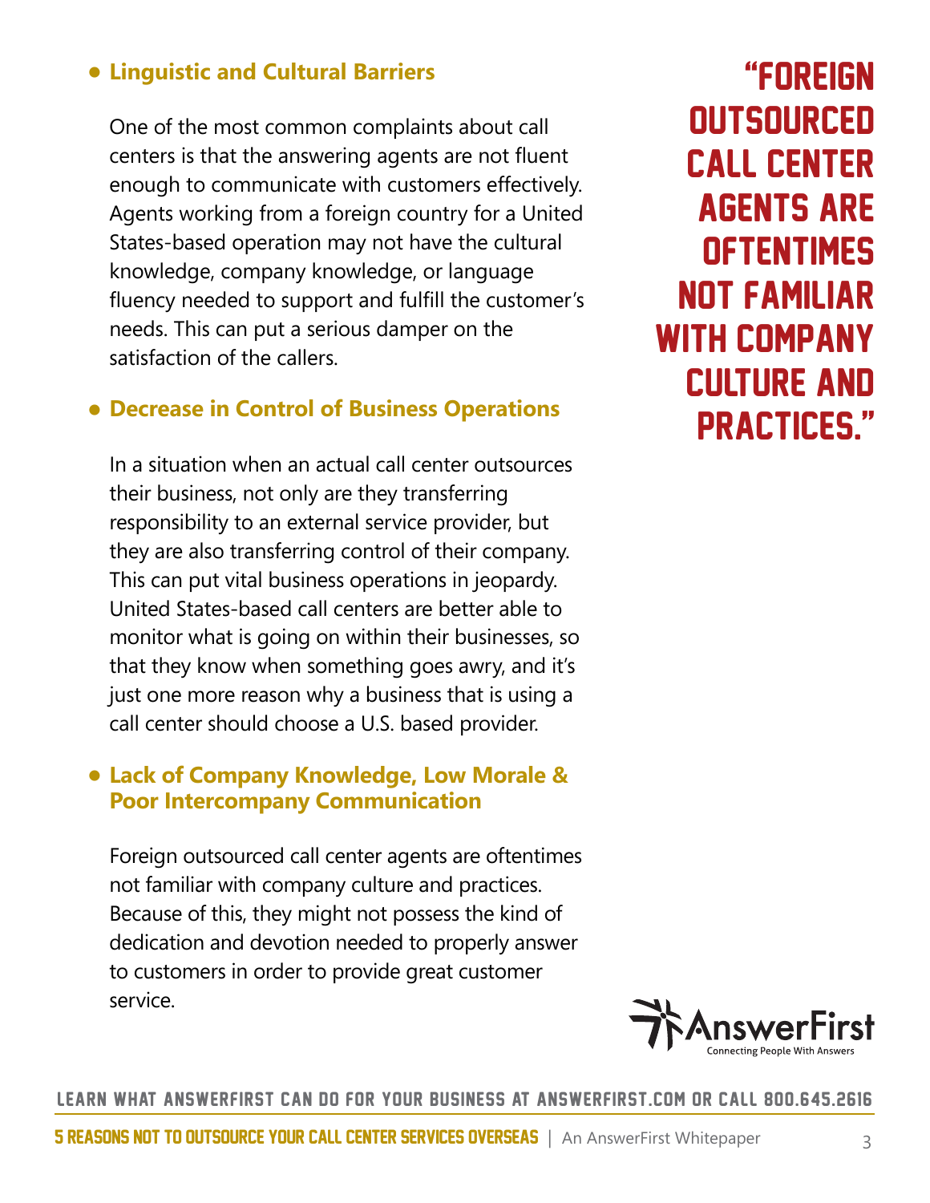- **Linguistic and Cultural Barriers**

  One of the most common complaints about call centers is that the answering agents are not fluent enough to communicate with customers effectively. Agents working from a foreign country for a United States-based operation may not have the cultural knowledge, company knowledge, or language fluency needed to support and fulfill the customer's needs. This can put a serious damper on the satisfaction of the callers.

- **Decrease in Control of Business Operations**

  In a situation when an actual call center outsources their business, not only are they transferring responsibility to an external service provider, but they are also transferring control of their company. This can put vital business operations in jeopardy. United States-based call centers are better able to monitor what is going on within their businesses, so that they know when something goes awry, and it's just one more reason why a business that is using a call center should choose a U.S. based provider.

- **Lack of Company Knowledge, Low Morale & Poor Intercompany Communication**

  Foreign outsourced call center agents are oftentimes not familiar with company culture and practices. Because of this, they might not possess the kind of dedication and devotion needed to properly answer to customers in order to provide great customer service.

> "FOREIGN OUTSOURCED CALL CENTER AGENTS ARE OFTENTIMES NOT FAMILIAR WITH COMPANY CULTURE AND PRACTICES."

AnswerFirst
Connecting People With Answers

LEARN WHAT ANSWERFIRST CAN DO FOR YOUR BUSINESS AT ANSWERFIRST.COM OR CALL 800.645.2616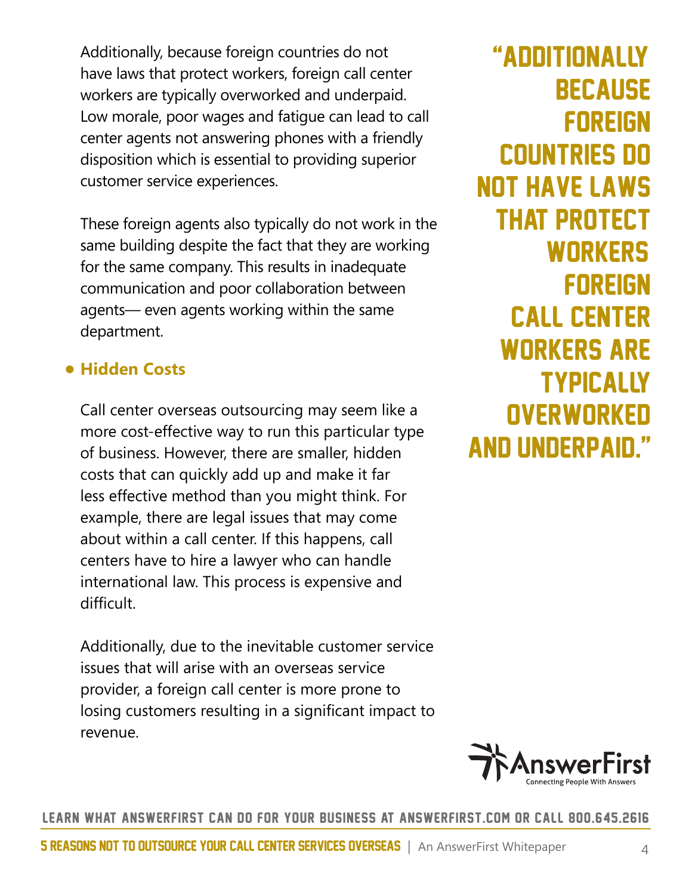Additionally, because foreign countries do not have laws that protect workers, foreign call center workers are typically overworked and underpaid. Low morale, poor wages and fatigue can lead to call center agents not answering phones with a friendly disposition which is essential to providing superior customer service experiences.

These foreign agents also typically do not work in the same building despite the fact that they are working for the same company. This results in inadequate communication and poor collaboration between agents— even agents working within the same department.

- **Hidden Costs**

Call center overseas outsourcing may seem like a more cost-effective way to run this particular type of business. However, there are smaller, hidden costs that can quickly add up and make it far less effective method than you might think. For example, there are legal issues that may come about within a call center. If this happens, call centers have to hire a lawyer who can handle international law. This process is expensive and difficult.

Additionally, due to the inevitable customer service issues that will arise with an overseas service provider, a foreign call center is more prone to losing customers resulting in a significant impact to revenue.

> "ADDITIONALLY BECAUSE FOREIGN COUNTRIES DO NOT HAVE LAWS THAT PROTECT WORKERS FOREIGN CALL CENTER WORKERS ARE TYPICALLY OVERWORKED AND UNDERPAID."

AnswerFirst
Connecting People With Answers

LEARN WHAT ANSWERFIRST CAN DO FOR YOUR BUSINESS AT ANSWERFIRST.COM OR CALL 800.645.2616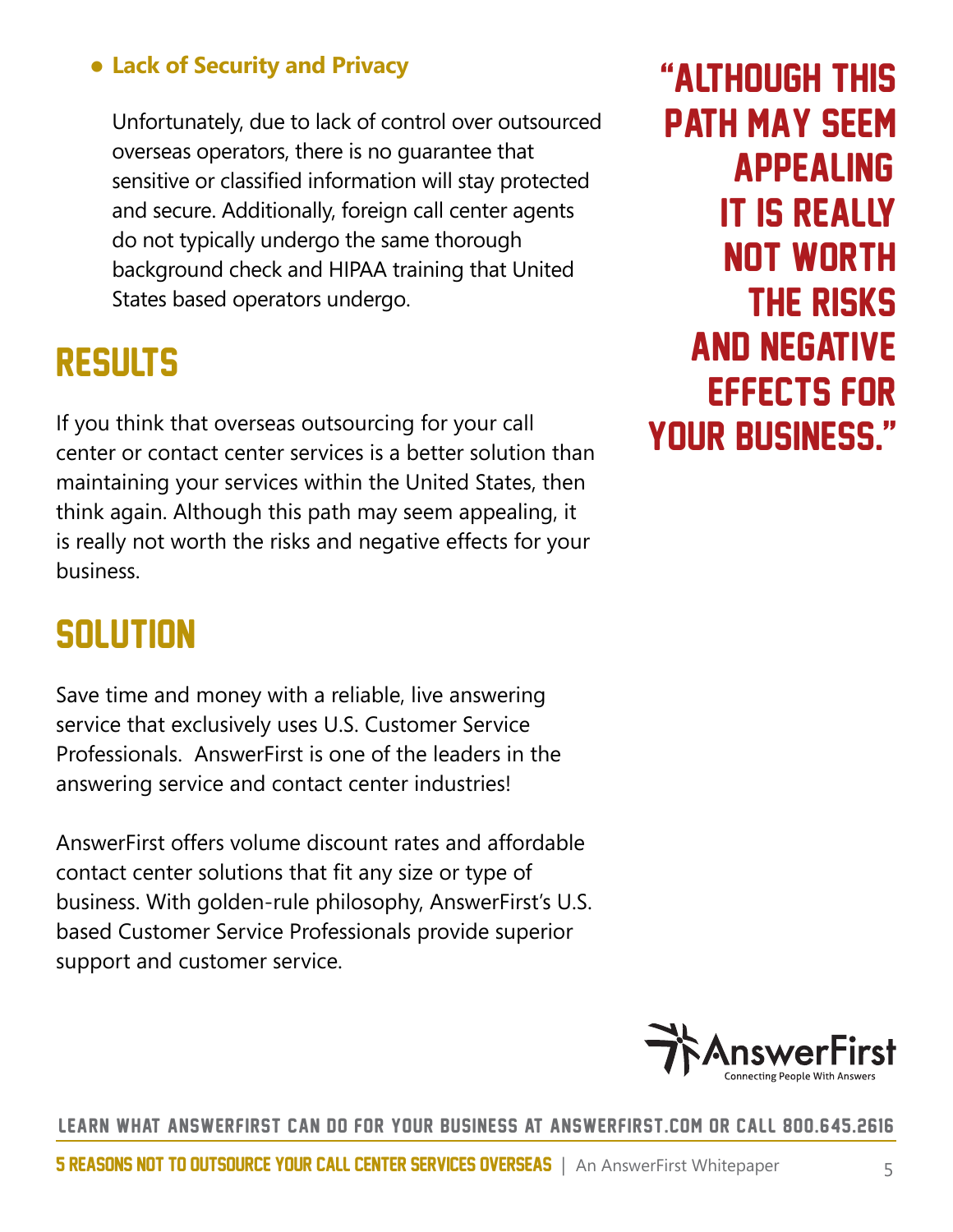- **Lack of Security and Privacy**

  Unfortunately, due to lack of control over outsourced overseas operators, there is no guarantee that sensitive or classified information will stay protected and secure. Additionally, foreign call center agents do not typically undergo the same thorough background check and HIPAA training that United States based operators undergo.

## RESULTS

If you think that overseas outsourcing for your call center or contact center services is a better solution than maintaining your services within the United States, then think again. Although this path may seem appealing, it is really not worth the risks and negative effects for your business.

"ALTHOUGH THIS PATH MAY SEEM APPEALING IT IS REALLY NOT WORTH THE RISKS AND NEGATIVE EFFECTS FOR YOUR BUSINESS."

## SOLUTION

Save time and money with a reliable, live answering service that exclusively uses U.S. Customer Service Professionals. AnswerFirst is one of the leaders in the answering service and contact center industries!

AnswerFirst offers volume discount rates and affordable contact center solutions that fit any size or type of business. With golden-rule philosophy, AnswerFirst's U.S. based Customer Service Professionals provide superior support and customer service.

AnswerFirst
Connecting People With Answers

LEARN WHAT ANSWERFIRST CAN DO FOR YOUR BUSINESS AT ANSWERFIRST.COM OR CALL 800.645.2616